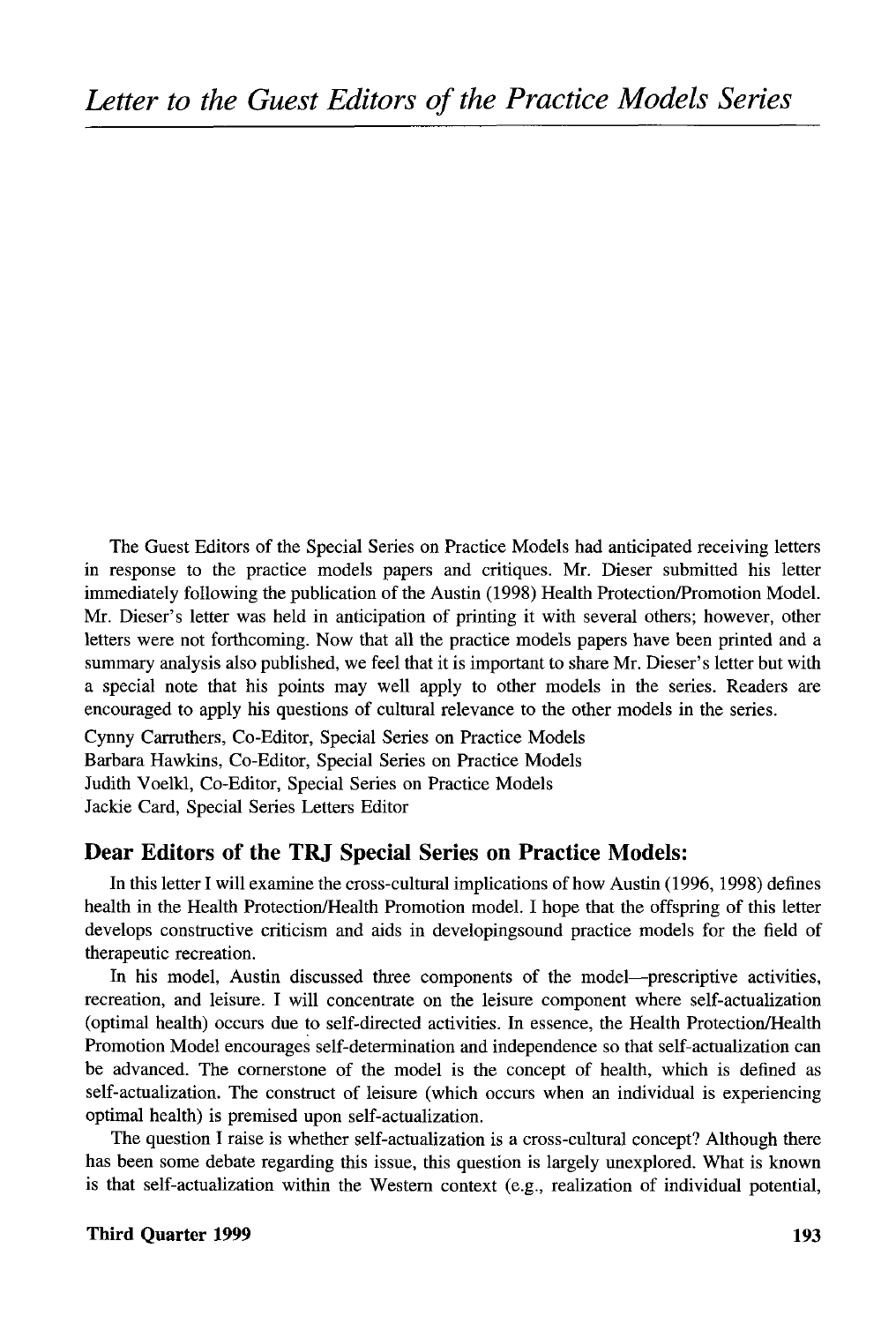# *Letter to the Guest Editors of the Practice Models Series*

The Guest Editors of the Special Series on Practice Models had anticipated receiving letters in response to the practice models papers and critiques. Mr. Dieser submitted his letter immediately following the publication of the Austin (1998) Health Protection/Promotion Model. Mr. Dieser's letter was held in anticipation of printing it with several others; however, other letters were not forthcoming. Now that all the practice models papers have been printed and a summary analysis also published, we feel that it is important to share Mr. Dieser's letter but with a special note that his points may well apply to other models in the series. Readers are encouraged to apply his questions of cultural relevance to the other models in the series.

Cynny Carruthers, Co-Editor, Special Series on Practice Models
Barbara Hawkins, Co-Editor, Special Series on Practice Models
Judith Voelkl, Co-Editor, Special Series on Practice Models
Jackie Card, Special Series Letters Editor

## Dear Editors of the TRJ Special Series on Practice Models:

In this letter I will examine the cross-cultural implications of how Austin (1996, 1998) defines health in the Health Protection/Health Promotion model. I hope that the offspring of this letter develops constructive criticism and aids in developingsound practice models for the field of therapeutic recreation.

In his model, Austin discussed three components of the model—prescriptive activities, recreation, and leisure. I will concentrate on the leisure component where self-actualization (optimal health) occurs due to self-directed activities. In essence, the Health Protection/Health Promotion Model encourages self-determination and independence so that self-actualization can be advanced. The cornerstone of the model is the concept of health, which is defined as self-actualization. The construct of leisure (which occurs when an individual is experiencing optimal health) is premised upon self-actualization.

The question I raise is whether self-actualization is a cross-cultural concept? Although there has been some debate regarding this issue, this question is largely unexplored. What is known is that self-actualization within the Western context (e.g., realization of individual potential,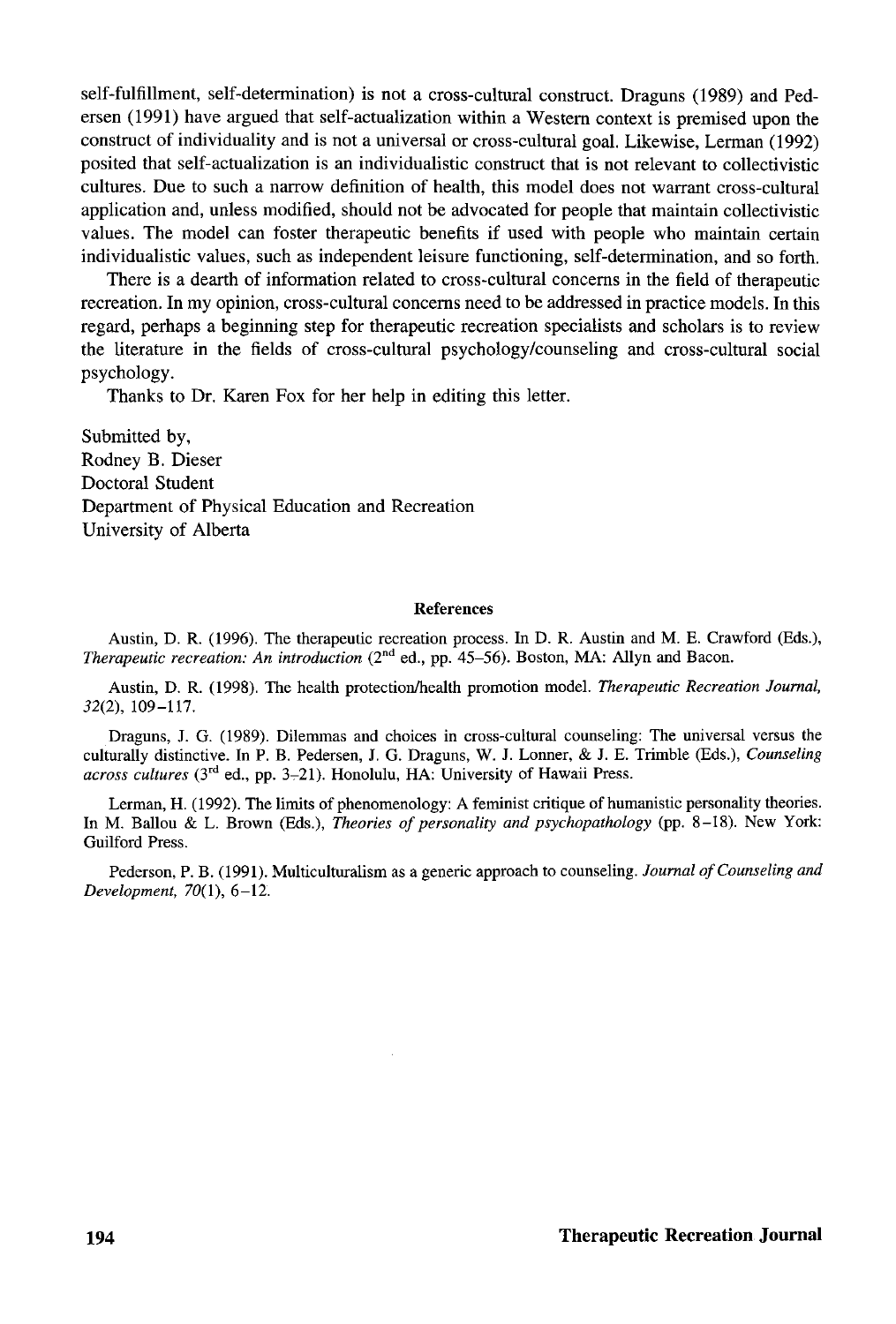self-fulfillment, self-determination) is not a cross-cultural construct. Draguns (1989) and Pedersen (1991) have argued that self-actualization within a Western context is premised upon the construct of individuality and is not a universal or cross-cultural goal. Likewise, Lerman (1992) posited that self-actualization is an individualistic construct that is not relevant to collectivistic cultures. Due to such a narrow definition of health, this model does not warrant cross-cultural application and, unless modified, should not be advocated for people that maintain collectivistic values. The model can foster therapeutic benefits if used with people who maintain certain individualistic values, such as independent leisure functioning, self-determination, and so forth.

There is a dearth of information related to cross-cultural concerns in the field of therapeutic recreation. In my opinion, cross-cultural concerns need to be addressed in practice models. In this regard, perhaps a beginning step for therapeutic recreation specialists and scholars is to review the literature in the fields of cross-cultural psychology/counseling and cross-cultural social psychology.

Thanks to Dr. Karen Fox for her help in editing this letter.

Submitted by,
Rodney B. Dieser
Doctoral Student
Department of Physical Education and Recreation
University of Alberta

## References

Austin, D. R. (1996). The therapeutic recreation process. In D. R. Austin and M. E. Crawford (Eds.), *Therapeutic recreation: An introduction* (2nd ed., pp. 45–56). Boston, MA: Allyn and Bacon.

Austin, D. R. (1998). The health protection/health promotion model. *Therapeutic Recreation Journal, 32*(2), 109–117.

Draguns, J. G. (1989). Dilemmas and choices in cross-cultural counseling: The universal versus the culturally distinctive. In P. B. Pedersen, J. G. Draguns, W. J. Lonner, & J. E. Trimble (Eds.), *Counseling across cultures* (3rd ed., pp. 3–21). Honolulu, HA: University of Hawaii Press.

Lerman, H. (1992). The limits of phenomenology: A feminist critique of humanistic personality theories. In M. Ballou & L. Brown (Eds.), *Theories of personality and psychopathology* (pp. 8–18). New York: Guilford Press.

Pederson, P. B. (1991). Multiculturalism as a generic approach to counseling. *Journal of Counseling and Development, 70*(1), 6–12.